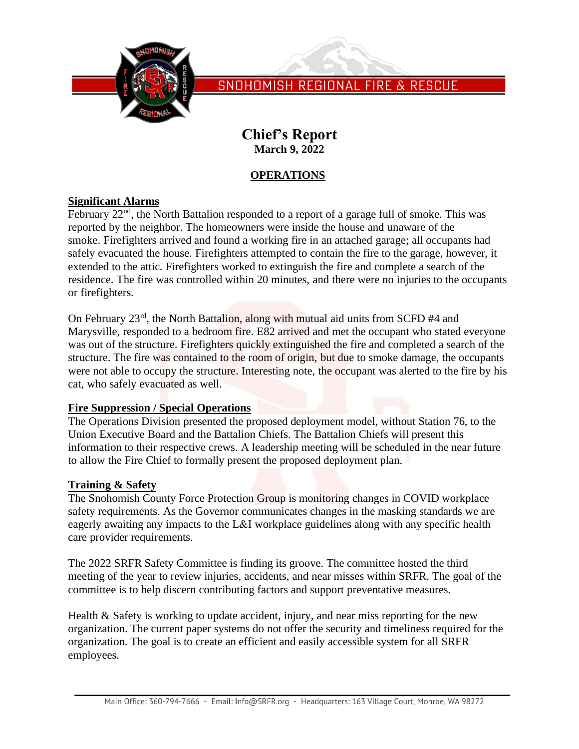SNOHOMISH REGIONAL FIRE & RESCUE

# Chief's Report

**March 9, 2022**

## OPERATIONS

### Significant Alarms

February 22nd, the North Battalion responded to a report of a garage full of smoke. This was reported by the neighbor. The homeowners were inside the house and unaware of the smoke. Firefighters arrived and found a working fire in an attached garage; all occupants had safely evacuated the house. Firefighters attempted to contain the fire to the garage, however, it extended to the attic. Firefighters worked to extinguish the fire and complete a search of the residence. The fire was controlled within 20 minutes, and there were no injuries to the occupants or firefighters.

On February 23rd, the North Battalion, along with mutual aid units from SCFD #4 and Marysville, responded to a bedroom fire. E82 arrived and met the occupant who stated everyone was out of the structure. Firefighters quickly extinguished the fire and completed a search of the structure. The fire was contained to the room of origin, but due to smoke damage, the occupants were not able to occupy the structure. Interesting note, the occupant was alerted to the fire by his cat, who safely evacuated as well.

### Fire Suppression / Special Operations

The Operations Division presented the proposed deployment model, without Station 76, to the Union Executive Board and the Battalion Chiefs. The Battalion Chiefs will present this information to their respective crews. A leadership meeting will be scheduled in the near future to allow the Fire Chief to formally present the proposed deployment plan.

### Training & Safety

The Snohomish County Force Protection Group is monitoring changes in COVID workplace safety requirements. As the Governor communicates changes in the masking standards we are eagerly awaiting any impacts to the L&I workplace guidelines along with any specific health care provider requirements.

The 2022 SRFR Safety Committee is finding its groove. The committee hosted the third meeting of the year to review injuries, accidents, and near misses within SRFR. The goal of the committee is to help discern contributing factors and support preventative measures.

Health & Safety is working to update accident, injury, and near miss reporting for the new organization. The current paper systems do not offer the security and timeliness required for the organization. The goal is to create an efficient and easily accessible system for all SRFR employees.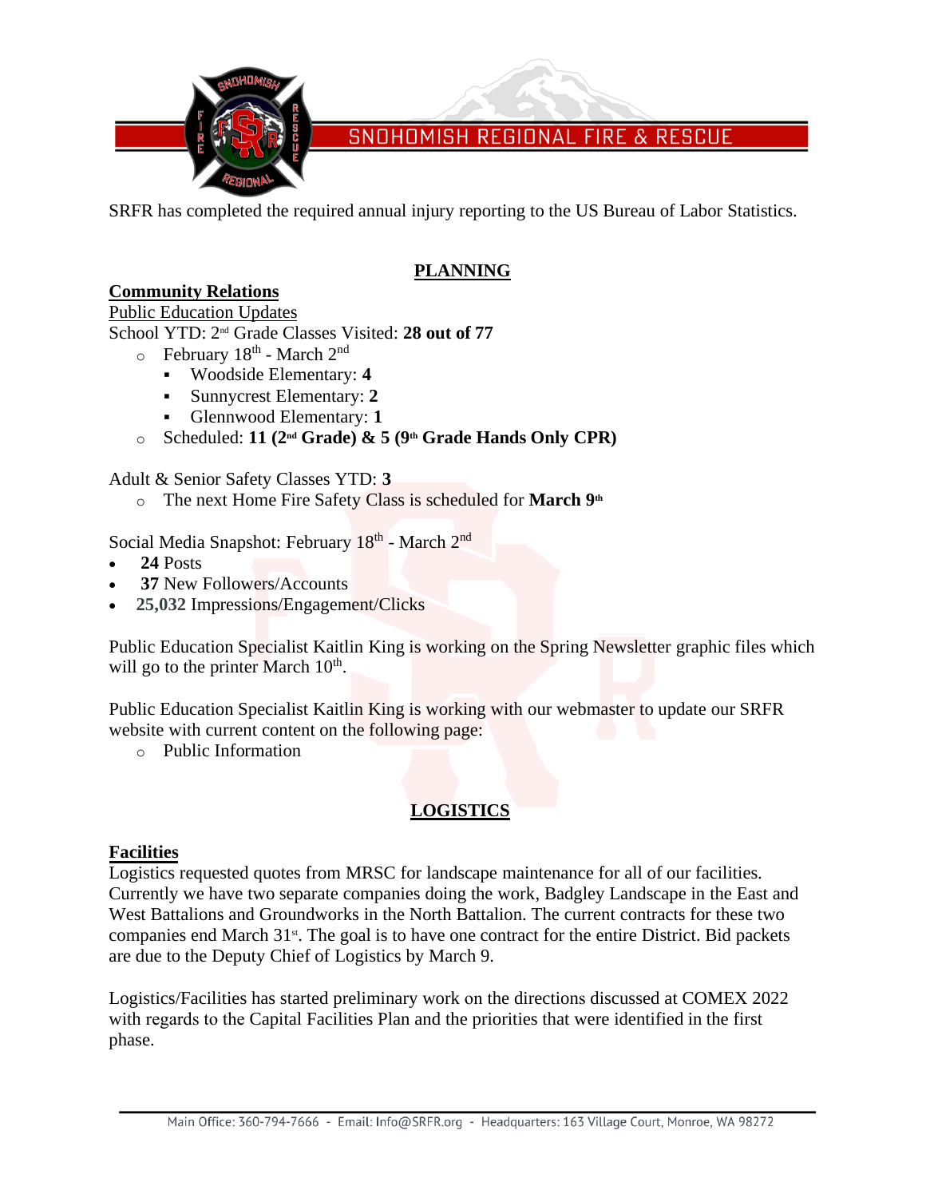SRFR has completed the required annual injury reporting to the US Bureau of Labor Statistics.

## PLANNING

### Community Relations

Public Education Updates

School YTD: 2nd Grade Classes Visited: **28 out of 77**

- February 18th - March 2nd
  - Woodside Elementary: **4**
  - Sunnycrest Elementary: **2**
  - Glennwood Elementary: **1**
- Scheduled: **11 (2nd Grade) & 5 (9th Grade Hands Only CPR)**

Adult & Senior Safety Classes YTD: **3**

- The next Home Fire Safety Class is scheduled for **March 9th**

Social Media Snapshot: February 18th - March 2nd

- **24** Posts
- **37** New Followers/Accounts
- **25,032** Impressions/Engagement/Clicks

Public Education Specialist Kaitlin King is working on the Spring Newsletter graphic files which will go to the printer March 10th.

Public Education Specialist Kaitlin King is working with our webmaster to update our SRFR website with current content on the following page:

- Public Information

## LOGISTICS

### Facilities

Logistics requested quotes from MRSC for landscape maintenance for all of our facilities. Currently we have two separate companies doing the work, Badgley Landscape in the East and West Battalions and Groundworks in the North Battalion. The current contracts for these two companies end March 31st. The goal is to have one contract for the entire District. Bid packets are due to the Deputy Chief of Logistics by March 9.

Logistics/Facilities has started preliminary work on the directions discussed at COMEX 2022 with regards to the Capital Facilities Plan and the priorities that were identified in the first phase.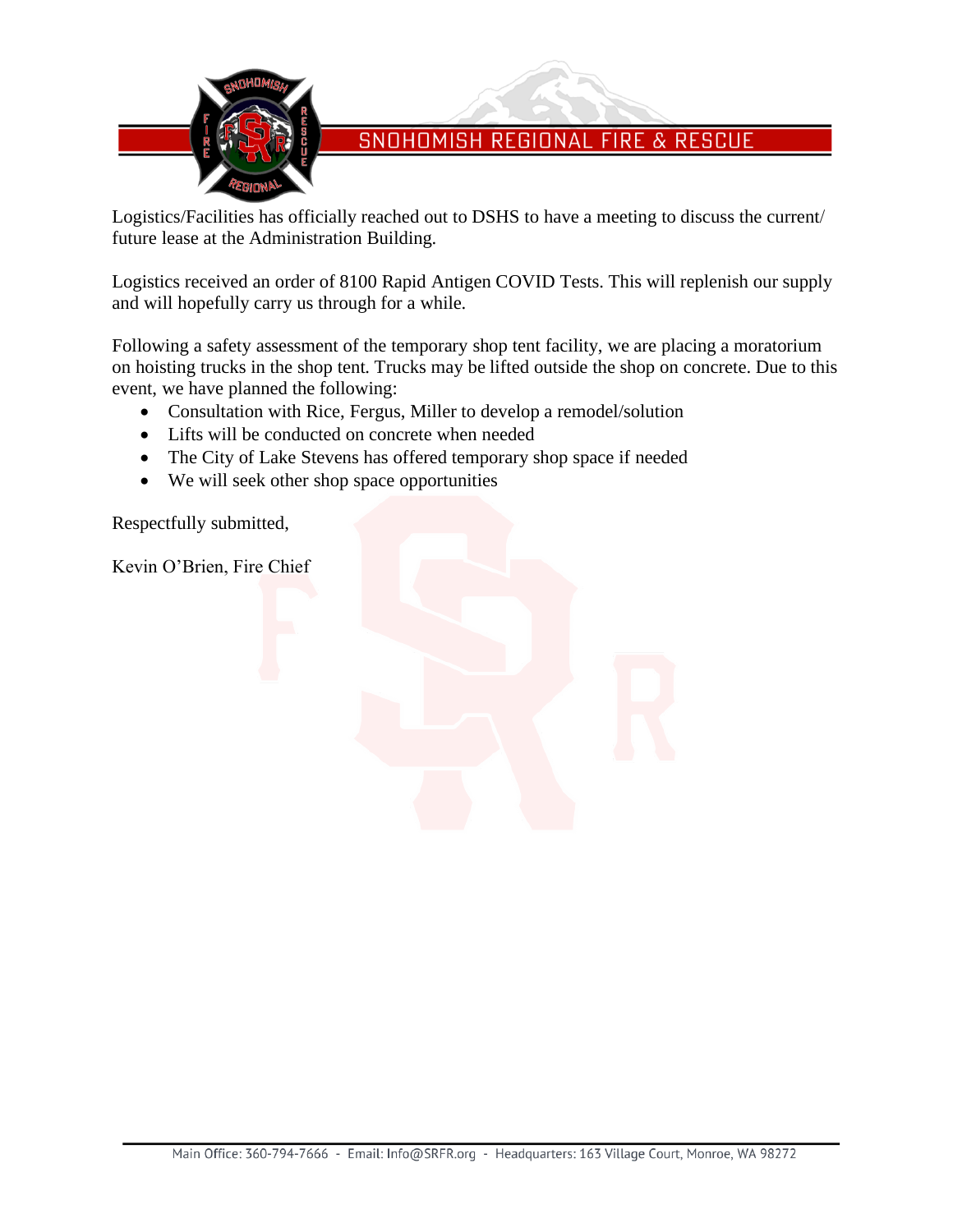Logistics/Facilities has officially reached out to DSHS to have a meeting to discuss the current/ future lease at the Administration Building.

Logistics received an order of 8100 Rapid Antigen COVID Tests. This will replenish our supply and will hopefully carry us through for a while.

Following a safety assessment of the temporary shop tent facility, we are placing a moratorium on hoisting trucks in the shop tent. Trucks may be lifted outside the shop on concrete. Due to this event, we have planned the following:

- Consultation with Rice, Fergus, Miller to develop a remodel/solution
- Lifts will be conducted on concrete when needed
- The City of Lake Stevens has offered temporary shop space if needed
- We will seek other shop space opportunities

Respectfully submitted,

Kevin O'Brien, Fire Chief